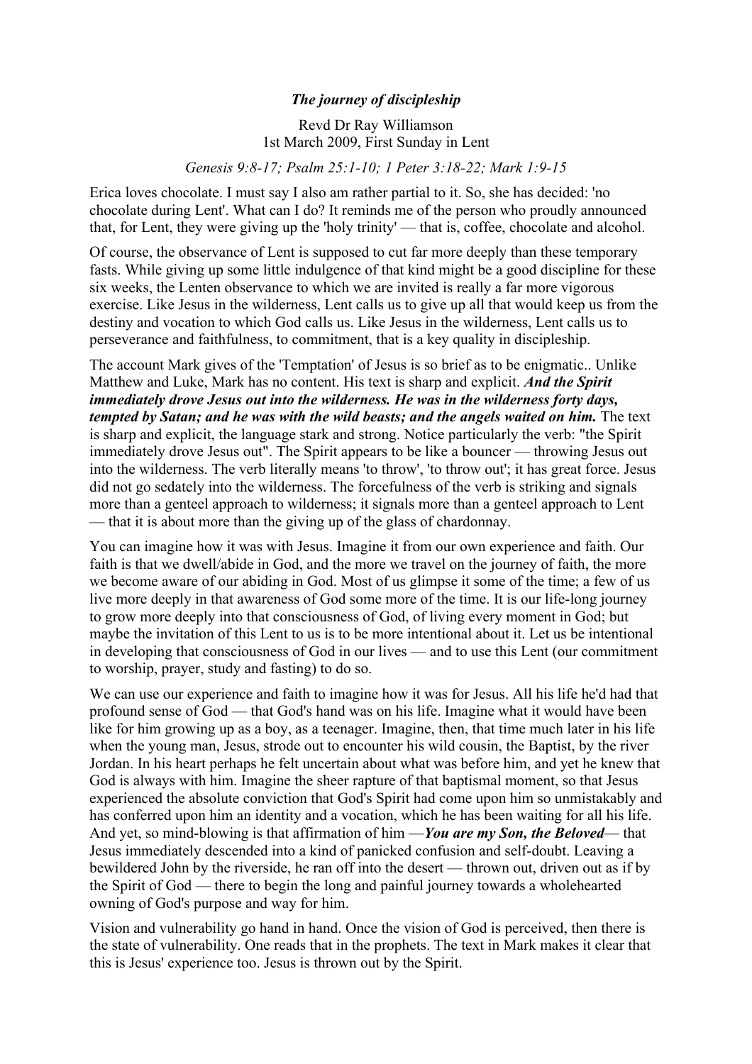# *The journey of discipleship*

Revd Dr Ray Williamson
1st March 2009, First Sunday in Lent

*Genesis 9:8-17; Psalm 25:1-10; 1 Peter 3:18-22; Mark 1:9-15*

Erica loves chocolate. I must say I also am rather partial to it. So, she has decided: 'no chocolate during Lent'. What can I do? It reminds me of the person who proudly announced that, for Lent, they were giving up the 'holy trinity' — that is, coffee, chocolate and alcohol.

Of course, the observance of Lent is supposed to cut far more deeply than these temporary fasts. While giving up some little indulgence of that kind might be a good discipline for these six weeks, the Lenten observance to which we are invited is really a far more vigorous exercise. Like Jesus in the wilderness, Lent calls us to give up all that would keep us from the destiny and vocation to which God calls us. Like Jesus in the wilderness, Lent calls us to perseverance and faithfulness, to commitment, that is a key quality in discipleship.

The account Mark gives of the 'Temptation' of Jesus is so brief as to be enigmatic.. Unlike Matthew and Luke, Mark has no content. His text is sharp and explicit. ***And the Spirit immediately drove Jesus out into the wilderness. He was in the wilderness forty days, tempted by Satan; and he was with the wild beasts; and the angels waited on him.*** The text is sharp and explicit, the language stark and strong. Notice particularly the verb: "the Spirit immediately drove Jesus out". The Spirit appears to be like a bouncer — throwing Jesus out into the wilderness. The verb literally means 'to throw', 'to throw out'; it has great force. Jesus did not go sedately into the wilderness. The forcefulness of the verb is striking and signals more than a genteel approach to wilderness; it signals more than a genteel approach to Lent — that it is about more than the giving up of the glass of chardonnay.

You can imagine how it was with Jesus. Imagine it from our own experience and faith. Our faith is that we dwell/abide in God, and the more we travel on the journey of faith, the more we become aware of our abiding in God. Most of us glimpse it some of the time; a few of us live more deeply in that awareness of God some more of the time. It is our life-long journey to grow more deeply into that consciousness of God, of living every moment in God; but maybe the invitation of this Lent to us is to be more intentional about it. Let us be intentional in developing that consciousness of God in our lives — and to use this Lent (our commitment to worship, prayer, study and fasting) to do so.

We can use our experience and faith to imagine how it was for Jesus. All his life he'd had that profound sense of God — that God's hand was on his life. Imagine what it would have been like for him growing up as a boy, as a teenager. Imagine, then, that time much later in his life when the young man, Jesus, strode out to encounter his wild cousin, the Baptist, by the river Jordan. In his heart perhaps he felt uncertain about what was before him, and yet he knew that God is always with him. Imagine the sheer rapture of that baptismal moment, so that Jesus experienced the absolute conviction that God's Spirit had come upon him so unmistakably and has conferred upon him an identity and a vocation, which he has been waiting for all his life. And yet, so mind-blowing is that affirmation of him —***You are my Son, the Beloved***— that Jesus immediately descended into a kind of panicked confusion and self-doubt. Leaving a bewildered John by the riverside, he ran off into the desert — thrown out, driven out as if by the Spirit of God — there to begin the long and painful journey towards a wholehearted owning of God's purpose and way for him.

Vision and vulnerability go hand in hand. Once the vision of God is perceived, then there is the state of vulnerability. One reads that in the prophets. The text in Mark makes it clear that this is Jesus' experience too. Jesus is thrown out by the Spirit.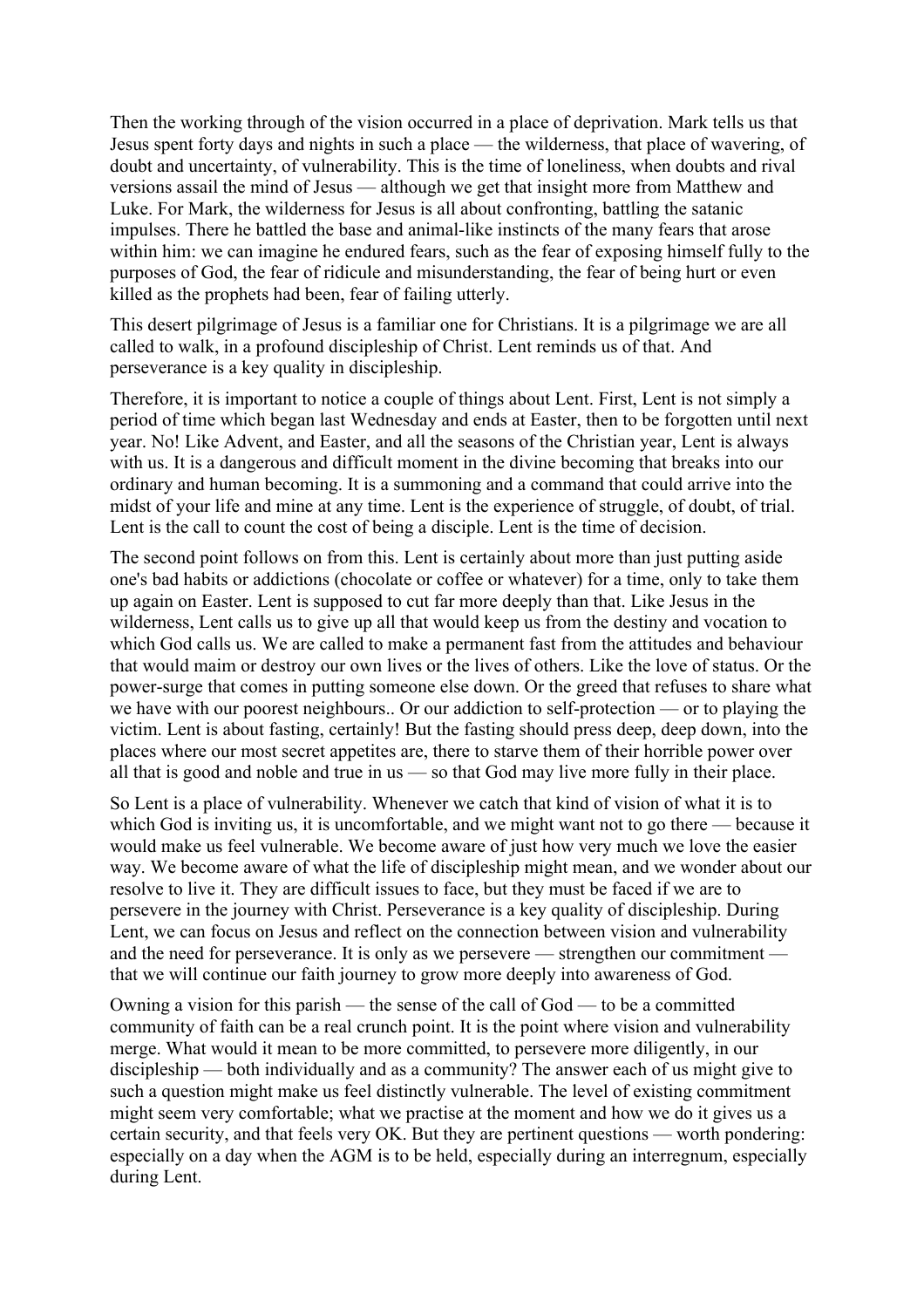Then the working through of the vision occurred in a place of deprivation. Mark tells us that Jesus spent forty days and nights in such a place — the wilderness, that place of wavering, of doubt and uncertainty, of vulnerability. This is the time of loneliness, when doubts and rival versions assail the mind of Jesus — although we get that insight more from Matthew and Luke. For Mark, the wilderness for Jesus is all about confronting, battling the satanic impulses. There he battled the base and animal-like instincts of the many fears that arose within him: we can imagine he endured fears, such as the fear of exposing himself fully to the purposes of God, the fear of ridicule and misunderstanding, the fear of being hurt or even killed as the prophets had been, fear of failing utterly.

This desert pilgrimage of Jesus is a familiar one for Christians. It is a pilgrimage we are all called to walk, in a profound discipleship of Christ. Lent reminds us of that. And perseverance is a key quality in discipleship.

Therefore, it is important to notice a couple of things about Lent. First, Lent is not simply a period of time which began last Wednesday and ends at Easter, then to be forgotten until next year. No! Like Advent, and Easter, and all the seasons of the Christian year, Lent is always with us. It is a dangerous and difficult moment in the divine becoming that breaks into our ordinary and human becoming. It is a summoning and a command that could arrive into the midst of your life and mine at any time. Lent is the experience of struggle, of doubt, of trial. Lent is the call to count the cost of being a disciple. Lent is the time of decision.

The second point follows on from this. Lent is certainly about more than just putting aside one's bad habits or addictions (chocolate or coffee or whatever) for a time, only to take them up again on Easter. Lent is supposed to cut far more deeply than that. Like Jesus in the wilderness, Lent calls us to give up all that would keep us from the destiny and vocation to which God calls us. We are called to make a permanent fast from the attitudes and behaviour that would maim or destroy our own lives or the lives of others. Like the love of status. Or the power-surge that comes in putting someone else down. Or the greed that refuses to share what we have with our poorest neighbours.. Or our addiction to self-protection — or to playing the victim. Lent is about fasting, certainly! But the fasting should press deep, deep down, into the places where our most secret appetites are, there to starve them of their horrible power over all that is good and noble and true in us — so that God may live more fully in their place.

So Lent is a place of vulnerability. Whenever we catch that kind of vision of what it is to which God is inviting us, it is uncomfortable, and we might want not to go there — because it would make us feel vulnerable. We become aware of just how very much we love the easier way. We become aware of what the life of discipleship might mean, and we wonder about our resolve to live it. They are difficult issues to face, but they must be faced if we are to persevere in the journey with Christ. Perseverance is a key quality of discipleship. During Lent, we can focus on Jesus and reflect on the connection between vision and vulnerability and the need for perseverance. It is only as we persevere — strengthen our commitment — that we will continue our faith journey to grow more deeply into awareness of God.

Owning a vision for this parish — the sense of the call of God — to be a committed community of faith can be a real crunch point. It is the point where vision and vulnerability merge. What would it mean to be more committed, to persevere more diligently, in our discipleship — both individually and as a community? The answer each of us might give to such a question might make us feel distinctly vulnerable. The level of existing commitment might seem very comfortable; what we practise at the moment and how we do it gives us a certain security, and that feels very OK. But they are pertinent questions — worth pondering: especially on a day when the AGM is to be held, especially during an interregnum, especially during Lent.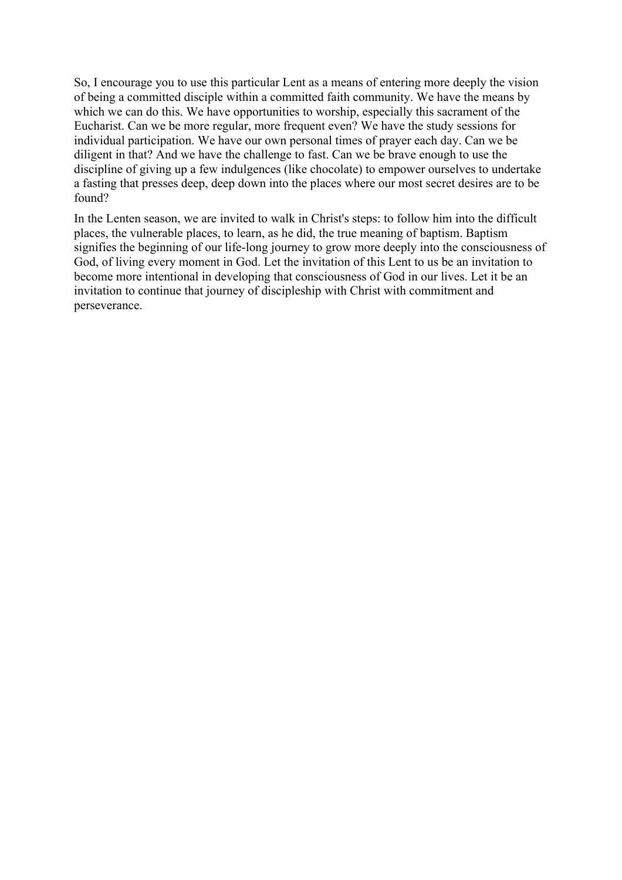So, I encourage you to use this particular Lent as a means of entering more deeply the vision of being a committed disciple within a committed faith community. We have the means by which we can do this. We have opportunities to worship, especially this sacrament of the Eucharist. Can we be more regular, more frequent even? We have the study sessions for individual participation. We have our own personal times of prayer each day. Can we be diligent in that? And we have the challenge to fast. Can we be brave enough to use the discipline of giving up a few indulgences (like chocolate) to empower ourselves to undertake a fasting that presses deep, deep down into the places where our most secret desires are to be found?

In the Lenten season, we are invited to walk in Christ's steps: to follow him into the difficult places, the vulnerable places, to learn, as he did, the true meaning of baptism. Baptism signifies the beginning of our life-long journey to grow more deeply into the consciousness of God, of living every moment in God. Let the invitation of this Lent to us be an invitation to become more intentional in developing that consciousness of God in our lives. Let it be an invitation to continue that journey of discipleship with Christ with commitment and perseverance.